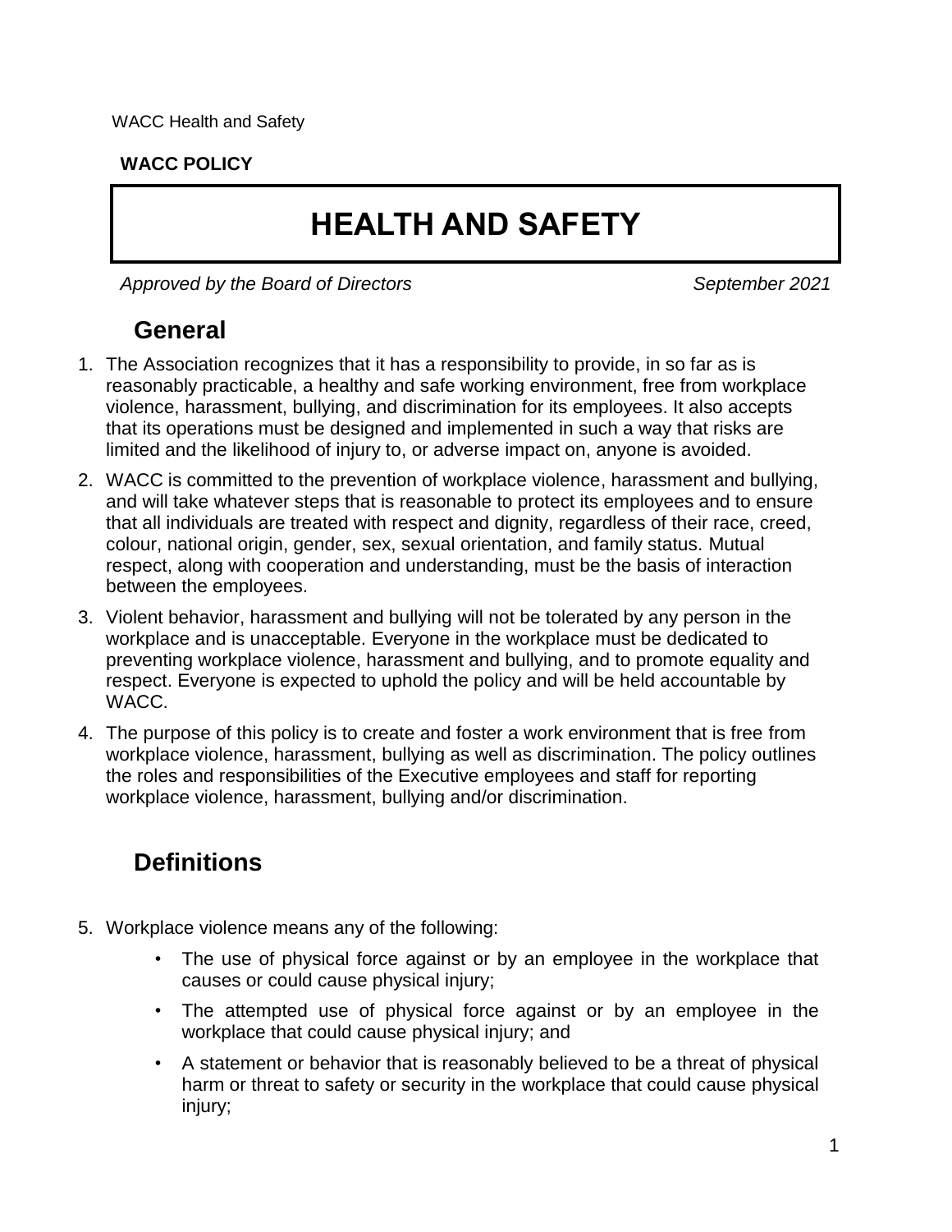WACC Health and Safety

**WACC POLICY**

# HEALTH AND SAFETY

*Approved by the Board of Directors* *September 2021*

## General

1. The Association recognizes that it has a responsibility to provide, in so far as is reasonably practicable, a healthy and safe working environment, free from workplace violence, harassment, bullying, and discrimination for its employees. It also accepts that its operations must be designed and implemented in such a way that risks are limited and the likelihood of injury to, or adverse impact on, anyone is avoided.
2. WACC is committed to the prevention of workplace violence, harassment and bullying, and will take whatever steps that is reasonable to protect its employees and to ensure that all individuals are treated with respect and dignity, regardless of their race, creed, colour, national origin, gender, sex, sexual orientation, and family status. Mutual respect, along with cooperation and understanding, must be the basis of interaction between the employees.
3. Violent behavior, harassment and bullying will not be tolerated by any person in the workplace and is unacceptable. Everyone in the workplace must be dedicated to preventing workplace violence, harassment and bullying, and to promote equality and respect. Everyone is expected to uphold the policy and will be held accountable by WACC.
4. The purpose of this policy is to create and foster a work environment that is free from workplace violence, harassment, bullying as well as discrimination. The policy outlines the roles and responsibilities of the Executive employees and staff for reporting workplace violence, harassment, bullying and/or discrimination.

## Definitions

5. Workplace violence means any of the following:
   - The use of physical force against or by an employee in the workplace that causes or could cause physical injury;
   - The attempted use of physical force against or by an employee in the workplace that could cause physical injury; and
   - A statement or behavior that is reasonably believed to be a threat of physical harm or threat to safety or security in the workplace that could cause physical injury;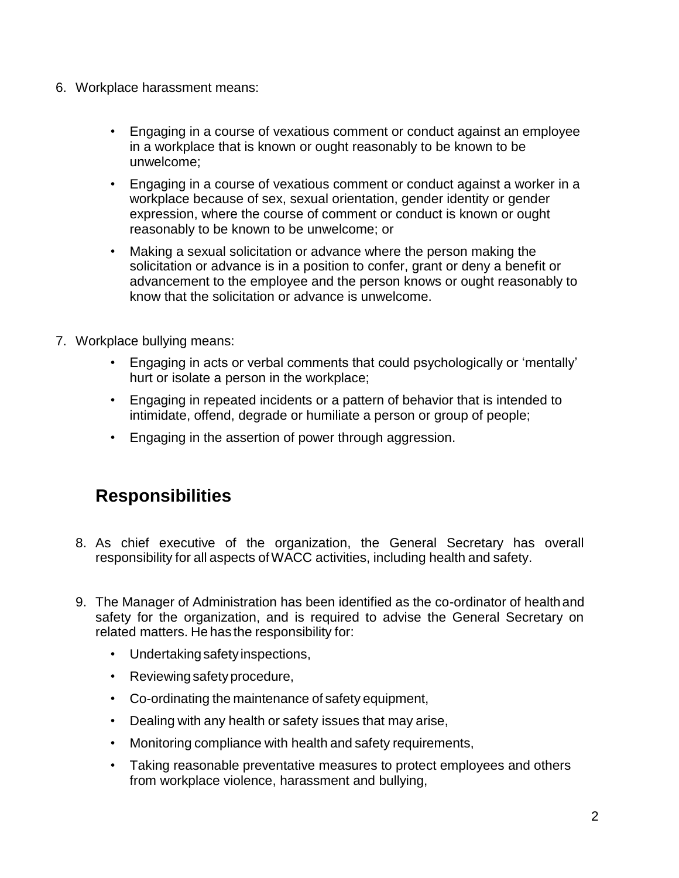6. Workplace harassment means:

    - Engaging in a course of vexatious comment or conduct against an employee in a workplace that is known or ought reasonably to be known to be unwelcome;
    - Engaging in a course of vexatious comment or conduct against a worker in a workplace because of sex, sexual orientation, gender identity or gender expression, where the course of comment or conduct is known or ought reasonably to be known to be unwelcome; or
    - Making a sexual solicitation or advance where the person making the solicitation or advance is in a position to confer, grant or deny a benefit or advancement to the employee and the person knows or ought reasonably to know that the solicitation or advance is unwelcome.

7. Workplace bullying means:
    - Engaging in acts or verbal comments that could psychologically or 'mentally' hurt or isolate a person in the workplace;
    - Engaging in repeated incidents or a pattern of behavior that is intended to intimidate, offend, degrade or humiliate a person or group of people;
    - Engaging in the assertion of power through aggression.

## Responsibilities

8. As chief executive of the organization, the General Secretary has overall responsibility for all aspects of WACC activities, including health and safety.

9. The Manager of Administration has been identified as the co-ordinator of health and safety for the organization, and is required to advise the General Secretary on related matters. He has the responsibility for:
    - Undertaking safety inspections,
    - Reviewing safety procedure,
    - Co-ordinating the maintenance of safety equipment,
    - Dealing with any health or safety issues that may arise,
    - Monitoring compliance with health and safety requirements,
    - Taking reasonable preventative measures to protect employees and others from workplace violence, harassment and bullying,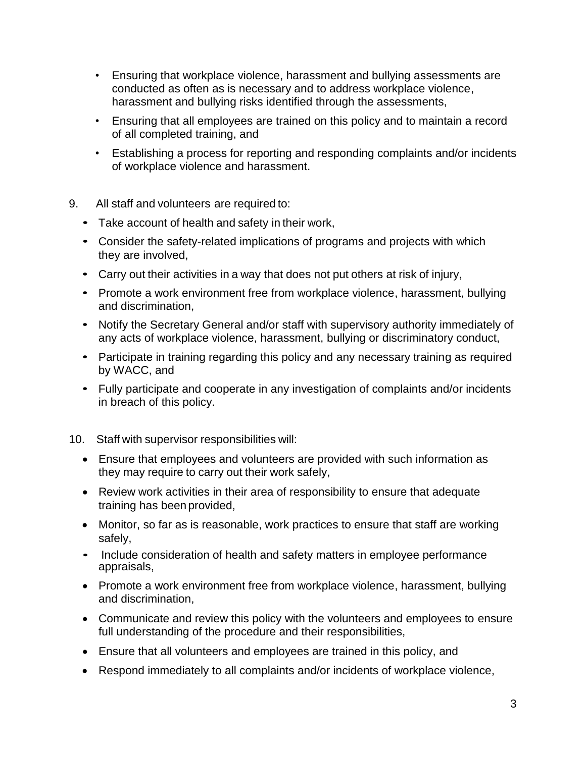- Ensuring that workplace violence, harassment and bullying assessments are conducted as often as is necessary and to address workplace violence, harassment and bullying risks identified through the assessments,
- Ensuring that all employees are trained on this policy and to maintain a record of all completed training, and
- Establishing a process for reporting and responding complaints and/or incidents of workplace violence and harassment.

9. All staff and volunteers are required to:
   - Take account of health and safety in their work,
   - Consider the safety-related implications of programs and projects with which they are involved,
   - Carry out their activities in a way that does not put others at risk of injury,
   - Promote a work environment free from workplace violence, harassment, bullying and discrimination,
   - Notify the Secretary General and/or staff with supervisory authority immediately of any acts of workplace violence, harassment, bullying or discriminatory conduct,
   - Participate in training regarding this policy and any necessary training as required by WACC, and
   - Fully participate and cooperate in any investigation of complaints and/or incidents in breach of this policy.

10. Staff with supervisor responsibilities will:
    - Ensure that employees and volunteers are provided with such information as they may require to carry out their work safely,
    - Review work activities in their area of responsibility to ensure that adequate training has been provided,
    - Monitor, so far as is reasonable, work practices to ensure that staff are working safely,
    - Include consideration of health and safety matters in employee performance appraisals,
    - Promote a work environment free from workplace violence, harassment, bullying and discrimination,
    - Communicate and review this policy with the volunteers and employees to ensure full understanding of the procedure and their responsibilities,
    - Ensure that all volunteers and employees are trained in this policy, and
    - Respond immediately to all complaints and/or incidents of workplace violence,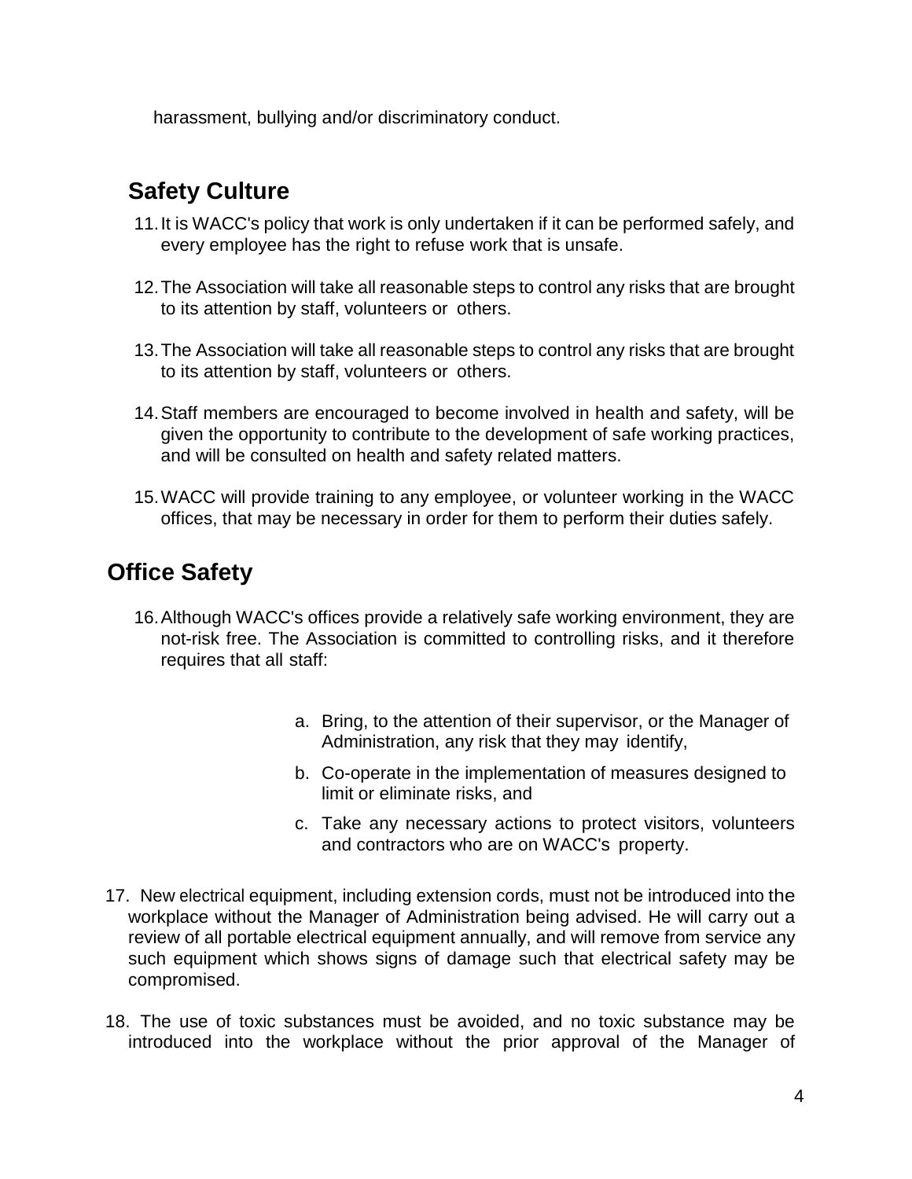harassment, bullying and/or discriminatory conduct.

## Safety Culture

11. It is WACC's policy that work is only undertaken if it can be performed safely, and every employee has the right to refuse work that is unsafe.

12. The Association will take all reasonable steps to control any risks that are brought to its attention by staff, volunteers or others.

13. The Association will take all reasonable steps to control any risks that are brought to its attention by staff, volunteers or others.

14. Staff members are encouraged to become involved in health and safety, will be given the opportunity to contribute to the development of safe working practices, and will be consulted on health and safety related matters.

15. WACC will provide training to any employee, or volunteer working in the WACC offices, that may be necessary in order for them to perform their duties safely.

## Office Safety

16. Although WACC's offices provide a relatively safe working environment, they are not-risk free. The Association is committed to controlling risks, and it therefore requires that all staff:

    a. Bring, to the attention of their supervisor, or the Manager of Administration, any risk that they may identify,

    b. Co-operate in the implementation of measures designed to limit or eliminate risks, and

    c. Take any necessary actions to protect visitors, volunteers and contractors who are on WACC's property.

17. New electrical equipment, including extension cords, must not be introduced into the workplace without the Manager of Administration being advised. He will carry out a review of all portable electrical equipment annually, and will remove from service any such equipment which shows signs of damage such that electrical safety may be compromised.

18. The use of toxic substances must be avoided, and no toxic substance may be introduced into the workplace without the prior approval of the Manager of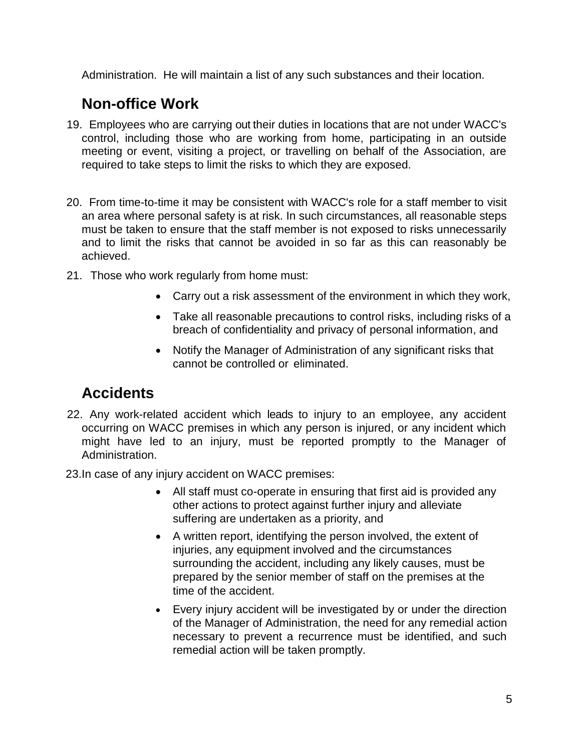Administration. He will maintain a list of any such substances and their location.

## Non-office Work

19. Employees who are carrying out their duties in locations that are not under WACC's control, including those who are working from home, participating in an outside meeting or event, visiting a project, or travelling on behalf of the Association, are required to take steps to limit the risks to which they are exposed.

20. From time-to-time it may be consistent with WACC's role for a staff member to visit an area where personal safety is at risk. In such circumstances, all reasonable steps must be taken to ensure that the staff member is not exposed to risks unnecessarily and to limit the risks that cannot be avoided in so far as this can reasonably be achieved.

21. Those who work regularly from home must:
    - Carry out a risk assessment of the environment in which they work,
    - Take all reasonable precautions to control risks, including risks of a breach of confidentiality and privacy of personal information, and
    - Notify the Manager of Administration of any significant risks that cannot be controlled or eliminated.

## Accidents

22. Any work-related accident which leads to injury to an employee, any accident occurring on WACC premises in which any person is injured, or any incident which might have led to an injury, must be reported promptly to the Manager of Administration.

23. In case of any injury accident on WACC premises:
    - All staff must co-operate in ensuring that first aid is provided any other actions to protect against further injury and alleviate suffering are undertaken as a priority, and
    - A written report, identifying the person involved, the extent of injuries, any equipment involved and the circumstances surrounding the accident, including any likely causes, must be prepared by the senior member of staff on the premises at the time of the accident.
    - Every injury accident will be investigated by or under the direction of the Manager of Administration, the need for any remedial action necessary to prevent a recurrence must be identified, and such remedial action will be taken promptly.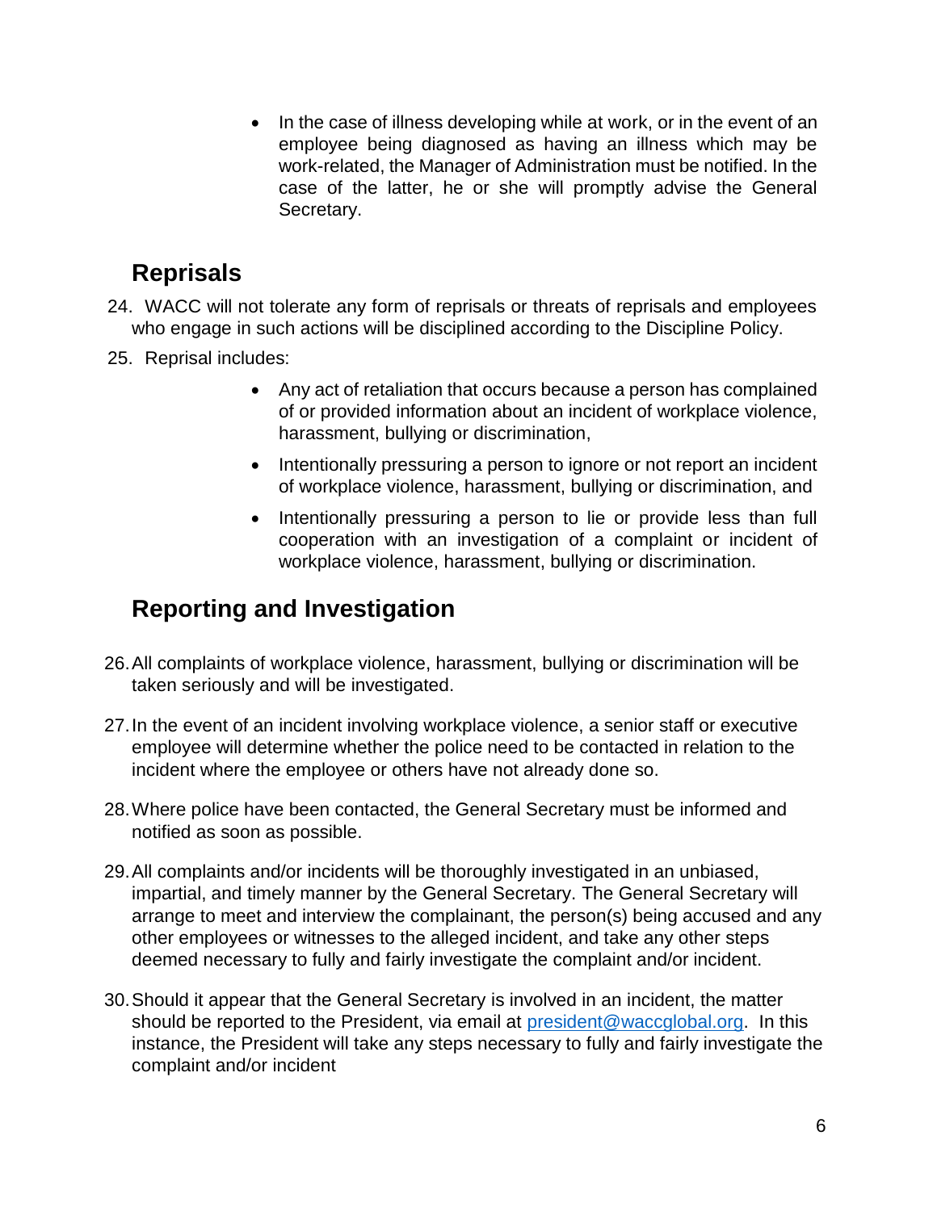- In the case of illness developing while at work, or in the event of an employee being diagnosed as having an illness which may be work-related, the Manager of Administration must be notified. In the case of the latter, he or she will promptly advise the General Secretary.

## Reprisals

24. WACC will not tolerate any form of reprisals or threats of reprisals and employees who engage in such actions will be disciplined according to the Discipline Policy.
25. Reprisal includes:
    - Any act of retaliation that occurs because a person has complained of or provided information about an incident of workplace violence, harassment, bullying or discrimination,
    - Intentionally pressuring a person to ignore or not report an incident of workplace violence, harassment, bullying or discrimination, and
    - Intentionally pressuring a person to lie or provide less than full cooperation with an investigation of a complaint or incident of workplace violence, harassment, bullying or discrimination.

## Reporting and Investigation

26. All complaints of workplace violence, harassment, bullying or discrimination will be taken seriously and will be investigated.
27. In the event of an incident involving workplace violence, a senior staff or executive employee will determine whether the police need to be contacted in relation to the incident where the employee or others have not already done so.
28. Where police have been contacted, the General Secretary must be informed and notified as soon as possible.
29. All complaints and/or incidents will be thoroughly investigated in an unbiased, impartial, and timely manner by the General Secretary. The General Secretary will arrange to meet and interview the complainant, the person(s) being accused and any other employees or witnesses to the alleged incident, and take any other steps deemed necessary to fully and fairly investigate the complaint and/or incident.
30. Should it appear that the General Secretary is involved in an incident, the matter should be reported to the President, via email at [president@waccglobal.org](mailto:president@waccglobal.org). In this instance, the President will take any steps necessary to fully and fairly investigate the complaint and/or incident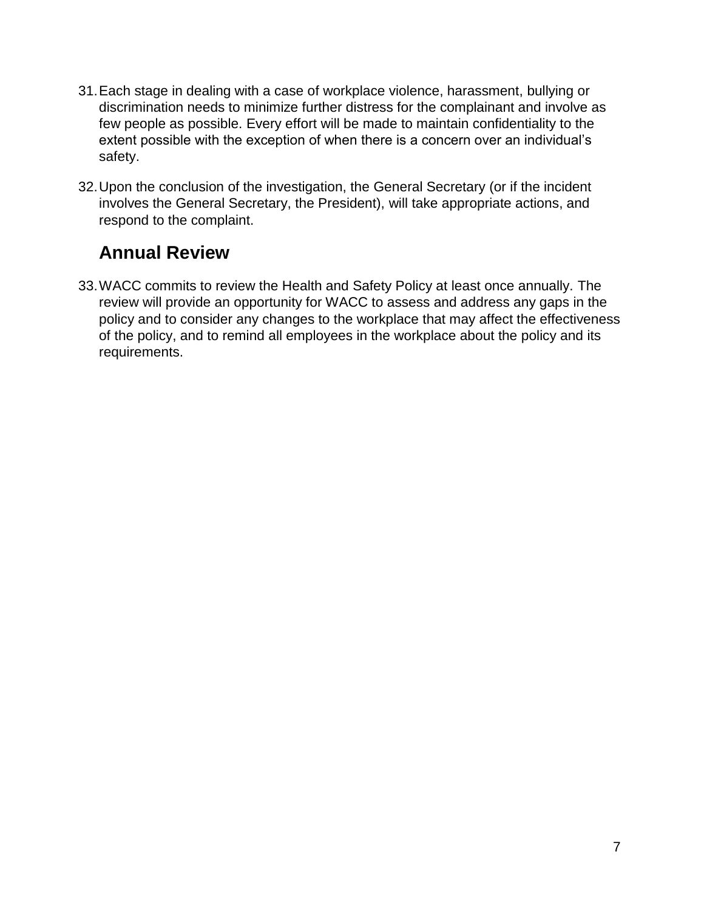31. Each stage in dealing with a case of workplace violence, harassment, bullying or discrimination needs to minimize further distress for the complainant and involve as few people as possible. Every effort will be made to maintain confidentiality to the extent possible with the exception of when there is a concern over an individual's safety.

32. Upon the conclusion of the investigation, the General Secretary (or if the incident involves the General Secretary, the President), will take appropriate actions, and respond to the complaint.

## Annual Review

33. WACC commits to review the Health and Safety Policy at least once annually. The review will provide an opportunity for WACC to assess and address any gaps in the policy and to consider any changes to the workplace that may affect the effectiveness of the policy, and to remind all employees in the workplace about the policy and its requirements.